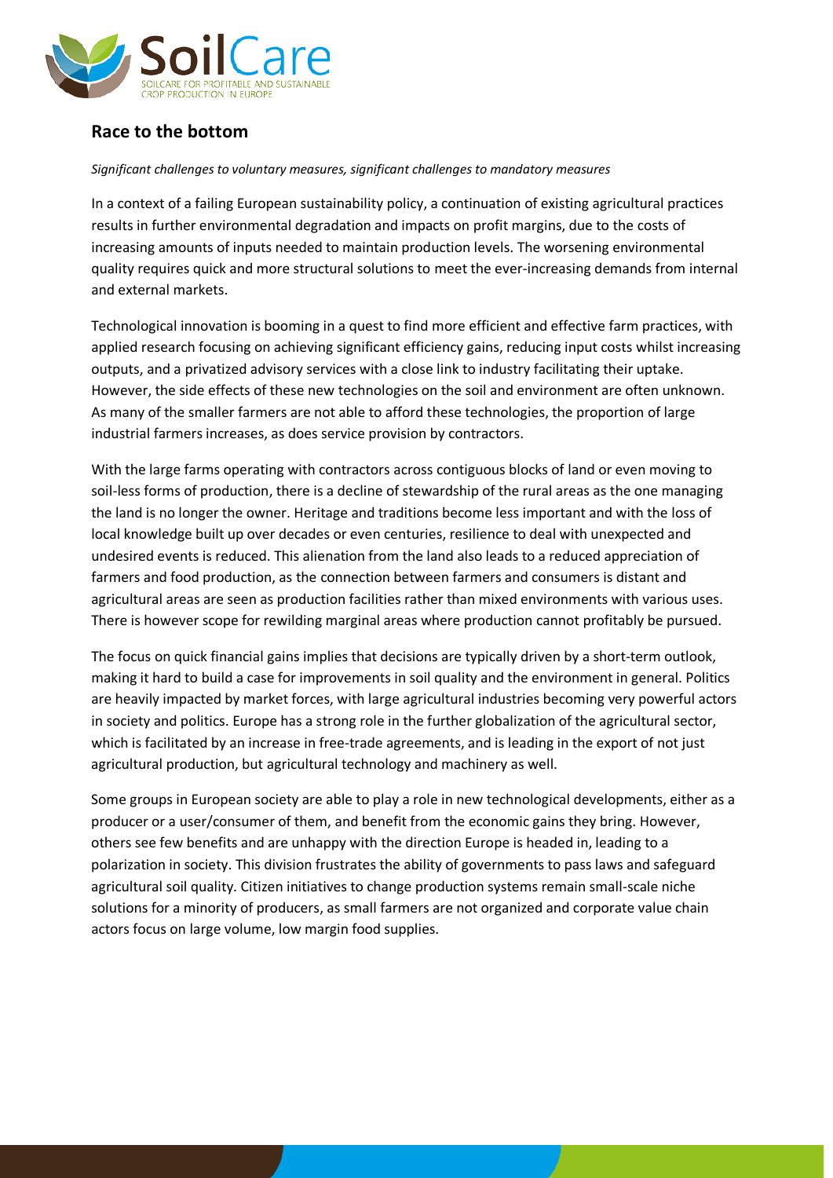## Race to the bottom

*Significant challenges to voluntary measures, significant challenges to mandatory measures*

In a context of a failing European sustainability policy, a continuation of existing agricultural practices results in further environmental degradation and impacts on profit margins, due to the costs of increasing amounts of inputs needed to maintain production levels. The worsening environmental quality requires quick and more structural solutions to meet the ever-increasing demands from internal and external markets.

Technological innovation is booming in a quest to find more efficient and effective farm practices, with applied research focusing on achieving significant efficiency gains, reducing input costs whilst increasing outputs, and a privatized advisory services with a close link to industry facilitating their uptake. However, the side effects of these new technologies on the soil and environment are often unknown. As many of the smaller farmers are not able to afford these technologies, the proportion of large industrial farmers increases, as does service provision by contractors.

With the large farms operating with contractors across contiguous blocks of land or even moving to soil-less forms of production, there is a decline of stewardship of the rural areas as the one managing the land is no longer the owner. Heritage and traditions become less important and with the loss of local knowledge built up over decades or even centuries, resilience to deal with unexpected and undesired events is reduced. This alienation from the land also leads to a reduced appreciation of farmers and food production, as the connection between farmers and consumers is distant and agricultural areas are seen as production facilities rather than mixed environments with various uses. There is however scope for rewilding marginal areas where production cannot profitably be pursued.

The focus on quick financial gains implies that decisions are typically driven by a short-term outlook, making it hard to build a case for improvements in soil quality and the environment in general. Politics are heavily impacted by market forces, with large agricultural industries becoming very powerful actors in society and politics. Europe has a strong role in the further globalization of the agricultural sector, which is facilitated by an increase in free-trade agreements, and is leading in the export of not just agricultural production, but agricultural technology and machinery as well.

Some groups in European society are able to play a role in new technological developments, either as a producer or a user/consumer of them, and benefit from the economic gains they bring. However, others see few benefits and are unhappy with the direction Europe is headed in, leading to a polarization in society. This division frustrates the ability of governments to pass laws and safeguard agricultural soil quality. Citizen initiatives to change production systems remain small-scale niche solutions for a minority of producers, as small farmers are not organized and corporate value chain actors focus on large volume, low margin food supplies.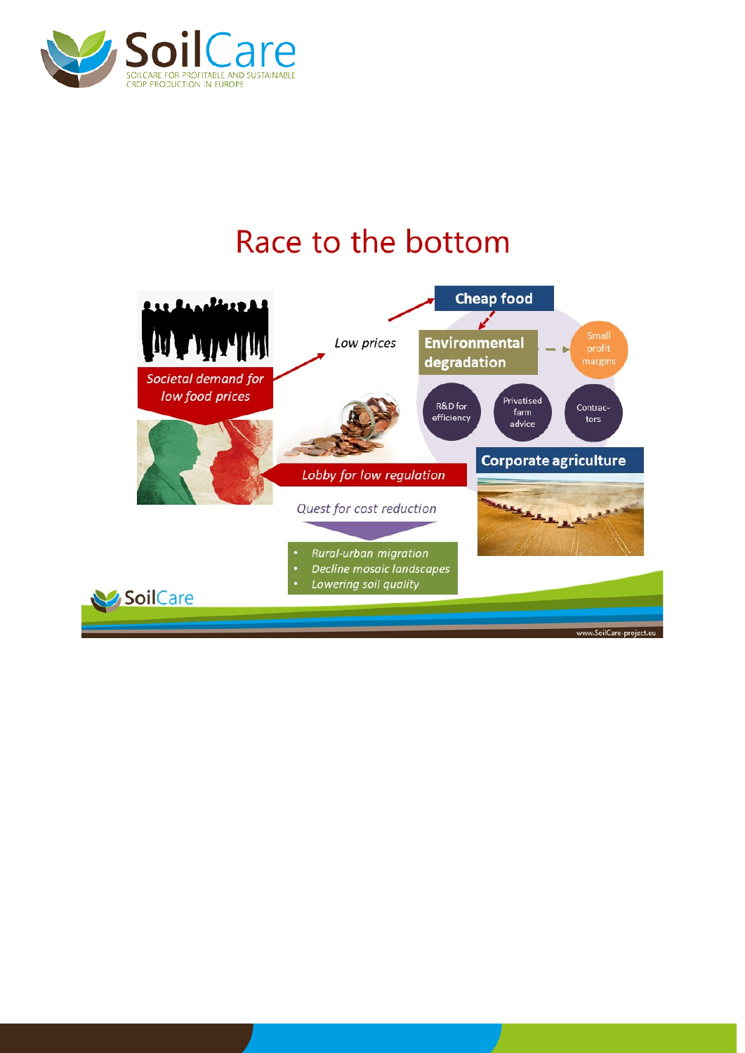# Race to the bottom

Cheap food

Low prices

Environmental degradation

Small profit margins

Societal demand for low food prices

R&D for efficiency

Privatised farm advice

Contrac-tors

Corporate agriculture

Lobby for low regulation

Quest for cost reduction

- Rural-urban migration
- Decline mosaic landscapes
- Lowering soil quality

SoilCare

www.SoilCare-project.eu